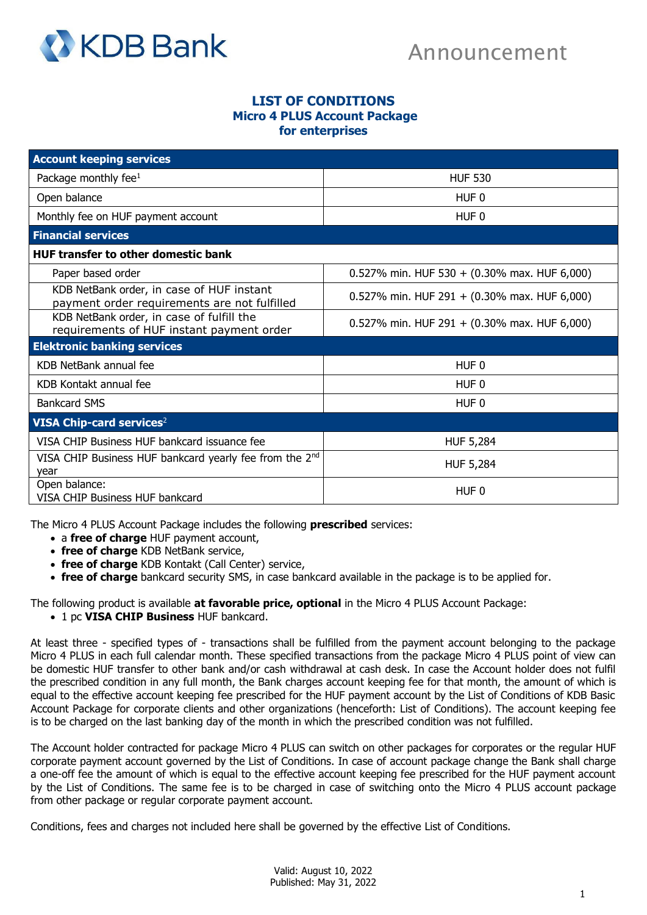KDB Bank

Announcement

# LIST OF CONDITIONS
## Micro 4 PLUS Account Package
## for enterprises

| **Account keeping services** | |
|---|---|
| Package monthly fee[1] | HUF 530 |
| Open balance | HUF 0 |
| Monthly fee on HUF payment account | HUF 0 |
| **Financial services** | |
| **HUF transfer to other domestic bank** | |
| Paper based order | 0.527% min. HUF 530 + (0.30% max. HUF 6,000) |
| KDB NetBank order, in case of HUF instant payment order requirements are not fulfilled | 0.527% min. HUF 291 + (0.30% max. HUF 6,000) |
| KDB NetBank order, in case of fulfill the requirements of HUF instant payment order | 0.527% min. HUF 291 + (0.30% max. HUF 6,000) |
| **Elektronic banking services** | |
| KDB NetBank annual fee | HUF 0 |
| KDB Kontakt annual fee | HUF 0 |
| Bankcard SMS | HUF 0 |
| **VISA Chip-card services**[2] | |
| VISA CHIP Business HUF bankcard issuance fee | HUF 5,284 |
| VISA CHIP Business HUF bankcard yearly fee from the 2nd year | HUF 5,284 |
| Open balance: VISA CHIP Business HUF bankcard | HUF 0 |

The Micro 4 PLUS Account Package includes the following **prescribed** services:

- a **free of charge** HUF payment account,
- **free of charge** KDB NetBank service,
- **free of charge** KDB Kontakt (Call Center) service,
- **free of charge** bankcard security SMS, in case bankcard available in the package is to be applied for.

The following product is available **at favorable price, optional** in the Micro 4 PLUS Account Package:

- 1 pc **VISA CHIP Business** HUF bankcard.

At least three - specified types of - transactions shall be fulfilled from the payment account belonging to the package Micro 4 PLUS in each full calendar month. These specified transactions from the package Micro 4 PLUS point of view can be domestic HUF transfer to other bank and/or cash withdrawal at cash desk. In case the Account holder does not fulfil the prescribed condition in any full month, the Bank charges account keeping fee for that month, the amount of which is equal to the effective account keeping fee prescribed for the HUF payment account by the List of Conditions of KDB Basic Account Package for corporate clients and other organizations (henceforth: List of Conditions). The account keeping fee is to be charged on the last banking day of the month in which the prescribed condition was not fulfilled.

The Account holder contracted for package Micro 4 PLUS can switch on other packages for corporates or the regular HUF corporate payment account governed by the List of Conditions. In case of account package change the Bank shall charge a one-off fee the amount of which is equal to the effective account keeping fee prescribed for the HUF payment account by the List of Conditions. The same fee is to be charged in case of switching onto the Micro 4 PLUS account package from other package or regular corporate payment account.

Conditions, fees and charges not included here shall be governed by the effective List of Conditions.

Valid: August 10, 2022
Published: May 31, 2022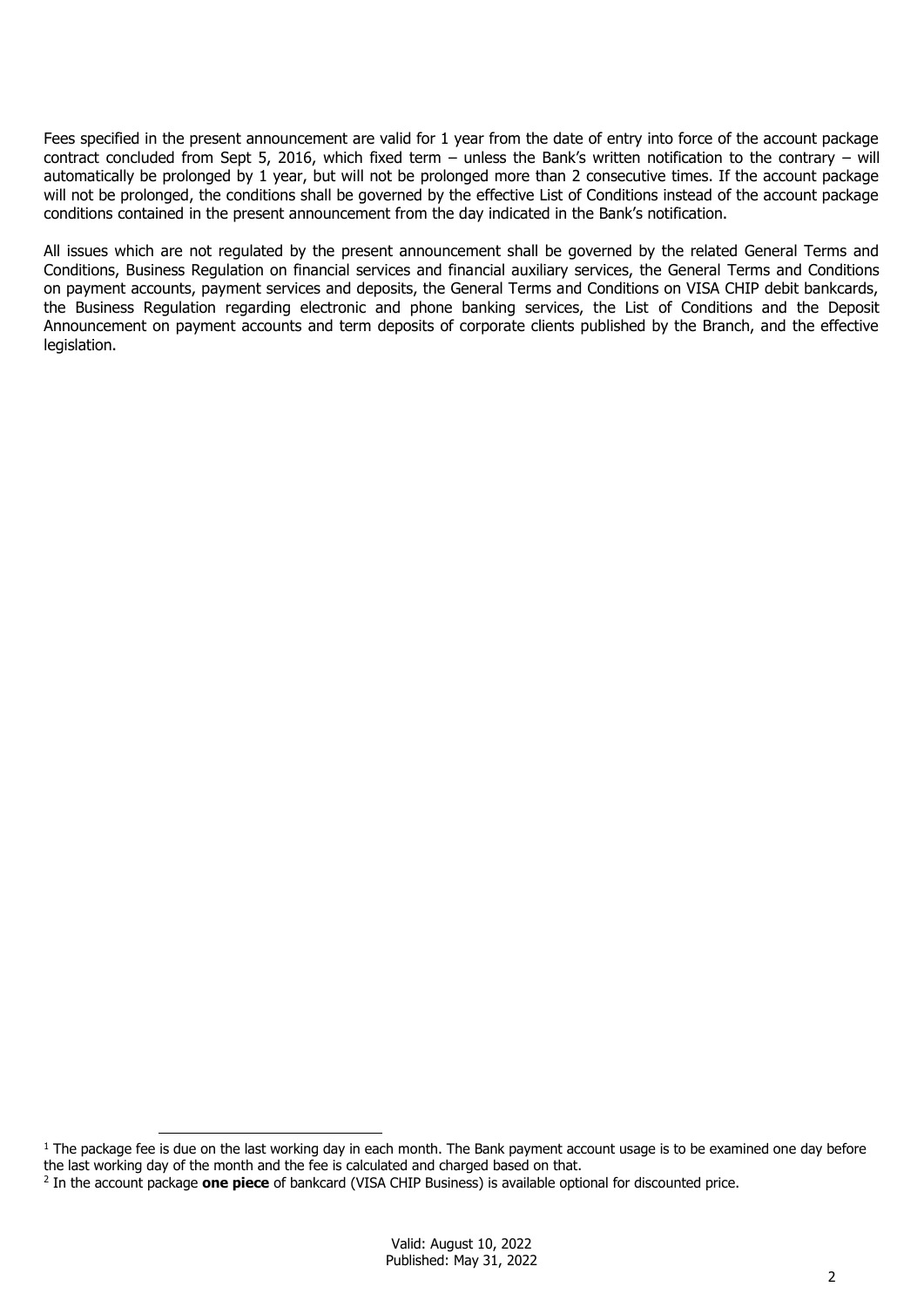Fees specified in the present announcement are valid for 1 year from the date of entry into force of the account package contract concluded from Sept 5, 2016, which fixed term – unless the Bank's written notification to the contrary – will automatically be prolonged by 1 year, but will not be prolonged more than 2 consecutive times. If the account package will not be prolonged, the conditions shall be governed by the effective List of Conditions instead of the account package conditions contained in the present announcement from the day indicated in the Bank's notification.

All issues which are not regulated by the present announcement shall be governed by the related General Terms and Conditions, Business Regulation on financial services and financial auxiliary services, the General Terms and Conditions on payment accounts, payment services and deposits, the General Terms and Conditions on VISA CHIP debit bankcards, the Business Regulation regarding electronic and phone banking services, the List of Conditions and the Deposit Announcement on payment accounts and term deposits of corporate clients published by the Branch, and the effective legislation.

---

[1] The package fee is due on the last working day in each month. The Bank payment account usage is to be examined one day before the last working day of the month and the fee is calculated and charged based on that.

[2] In the account package **one piece** of bankcard (VISA CHIP Business) is available optional for discounted price.

Valid: August 10, 2022
Published: May 31, 2022